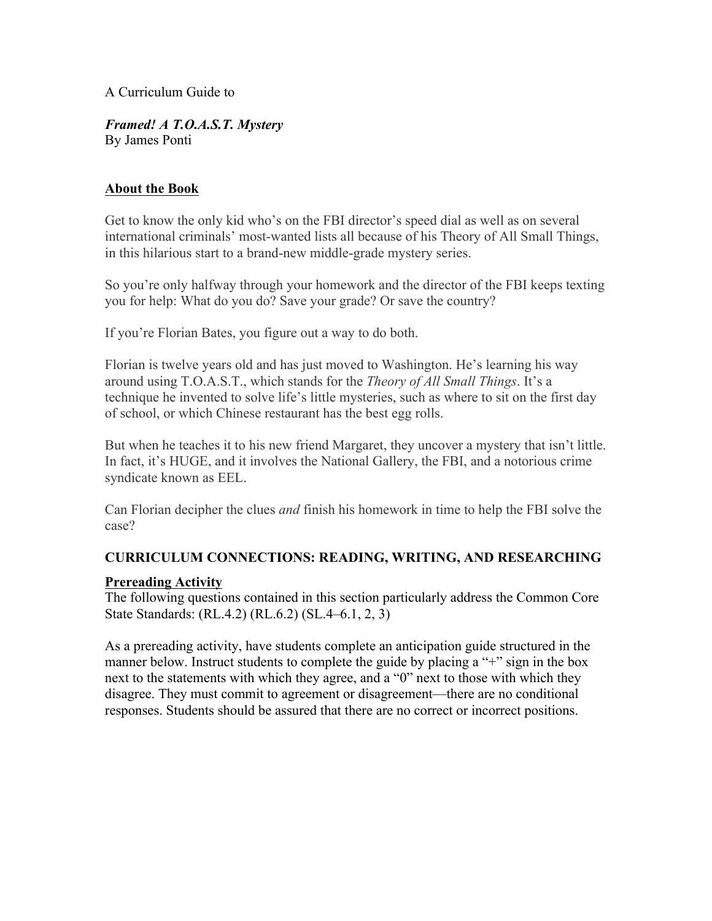A Curriculum Guide to

***Framed! A T.O.A.S.T. Mystery***
By James Ponti

## About the Book

Get to know the only kid who's on the FBI director's speed dial as well as on several international criminals' most-wanted lists all because of his Theory of All Small Things, in this hilarious start to a brand-new middle-grade mystery series.

So you're only halfway through your homework and the director of the FBI keeps texting you for help: What do you do? Save your grade? Or save the country?

If you're Florian Bates, you figure out a way to do both.

Florian is twelve years old and has just moved to Washington. He's learning his way around using T.O.A.S.T., which stands for the *Theory of All Small Things*. It's a technique he invented to solve life's little mysteries, such as where to sit on the first day of school, or which Chinese restaurant has the best egg rolls.

But when he teaches it to his new friend Margaret, they uncover a mystery that isn't little. In fact, it's HUGE, and it involves the National Gallery, the FBI, and a notorious crime syndicate known as EEL.

Can Florian decipher the clues *and* finish his homework in time to help the FBI solve the case?

## CURRICULUM CONNECTIONS: READING, WRITING, AND RESEARCHING

### Prereading Activity

The following questions contained in this section particularly address the Common Core State Standards: (RL.4.2) (RL.6.2) (SL.4–6.1, 2, 3)

As a prereading activity, have students complete an anticipation guide structured in the manner below. Instruct students to complete the guide by placing a "+" sign in the box next to the statements with which they agree, and a "0" next to those with which they disagree. They must commit to agreement or disagreement—there are no conditional responses. Students should be assured that there are no correct or incorrect positions.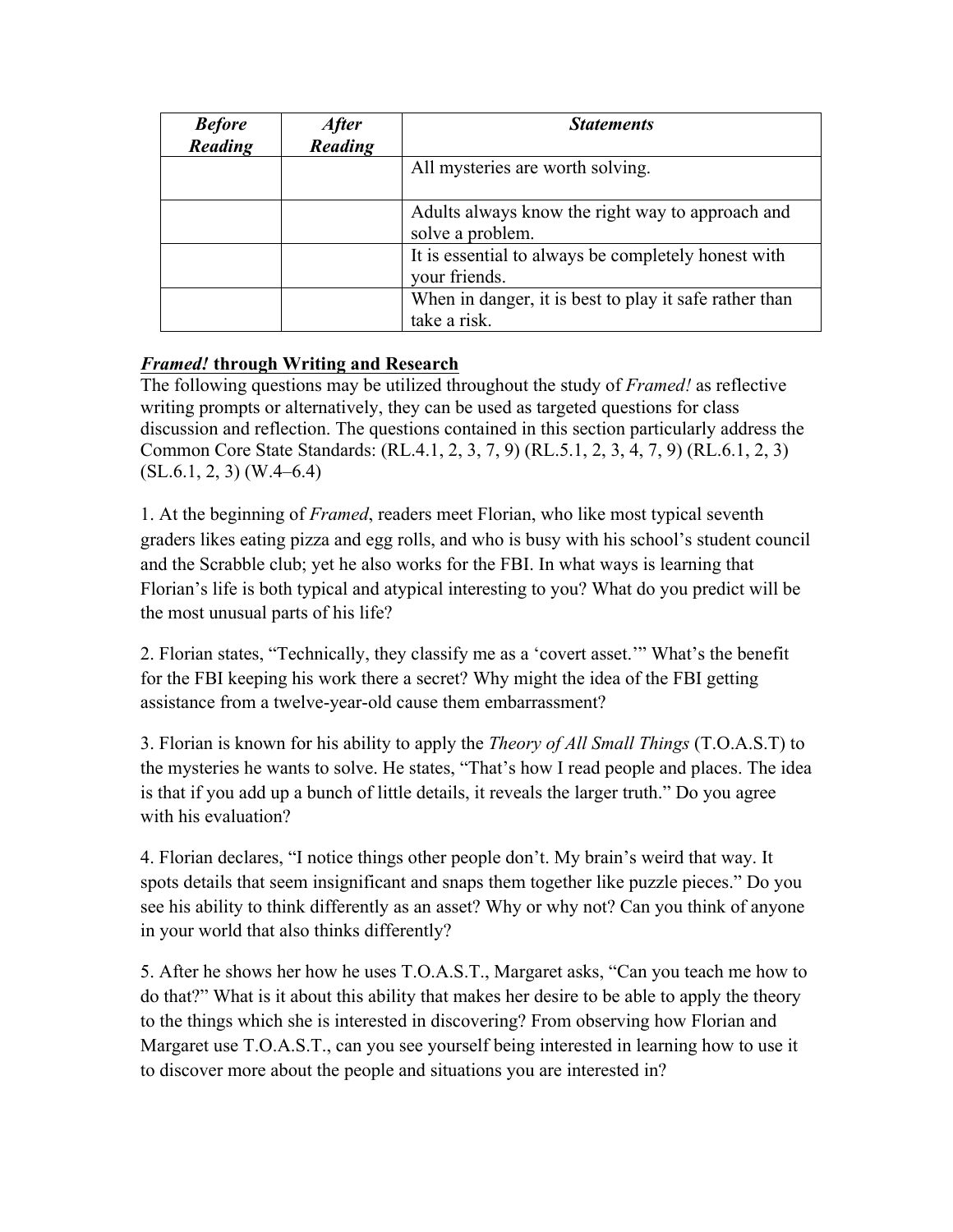| ***Before Reading*** | ***After Reading*** | ***Statements*** |
|---|---|---|
| | | All mysteries are worth solving. |
| | | Adults always know the right way to approach and solve a problem. |
| | | It is essential to always be completely honest with your friends. |
| | | When in danger, it is best to play it safe rather than take a risk. |

## ***Framed!* through Writing and Research**

The following questions may be utilized throughout the study of *Framed!* as reflective writing prompts or alternatively, they can be used as targeted questions for class discussion and reflection. The questions contained in this section particularly address the Common Core State Standards: (RL.4.1, 2, 3, 7, 9) (RL.5.1, 2, 3, 4, 7, 9) (RL.6.1, 2, 3) (SL.6.1, 2, 3) (W.4–6.4)

1. At the beginning of *Framed*, readers meet Florian, who like most typical seventh graders likes eating pizza and egg rolls, and who is busy with his school's student council and the Scrabble club; yet he also works for the FBI. In what ways is learning that Florian's life is both typical and atypical interesting to you? What do you predict will be the most unusual parts of his life?

2. Florian states, "Technically, they classify me as a 'covert asset.'" What's the benefit for the FBI keeping his work there a secret? Why might the idea of the FBI getting assistance from a twelve-year-old cause them embarrassment?

3. Florian is known for his ability to apply the *Theory of All Small Things* (T.O.A.S.T) to the mysteries he wants to solve. He states, "That's how I read people and places. The idea is that if you add up a bunch of little details, it reveals the larger truth." Do you agree with his evaluation?

4. Florian declares, "I notice things other people don't. My brain's weird that way. It spots details that seem insignificant and snaps them together like puzzle pieces." Do you see his ability to think differently as an asset? Why or why not? Can you think of anyone in your world that also thinks differently?

5. After he shows her how he uses T.O.A.S.T., Margaret asks, "Can you teach me how to do that?" What is it about this ability that makes her desire to be able to apply the theory to the things which she is interested in discovering? From observing how Florian and Margaret use T.O.A.S.T., can you see yourself being interested in learning how to use it to discover more about the people and situations you are interested in?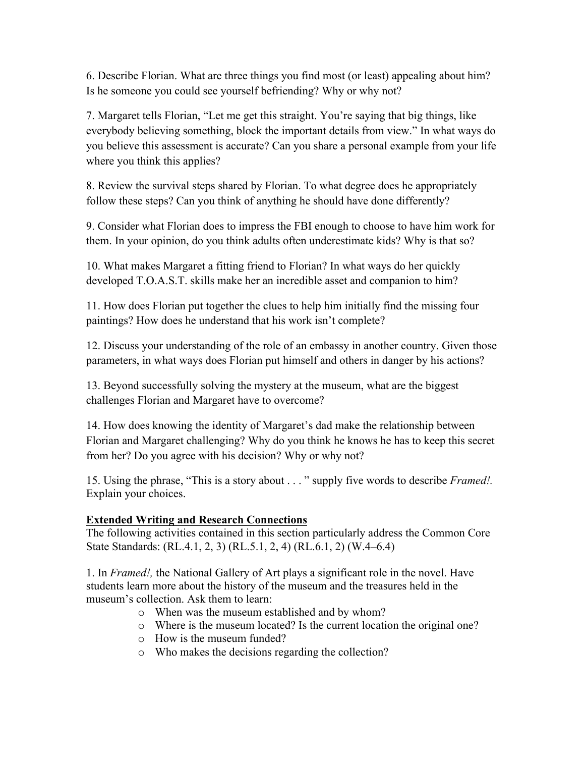6. Describe Florian. What are three things you find most (or least) appealing about him? Is he someone you could see yourself befriending? Why or why not?

7. Margaret tells Florian, "Let me get this straight. You're saying that big things, like everybody believing something, block the important details from view." In what ways do you believe this assessment is accurate? Can you share a personal example from your life where you think this applies?

8. Review the survival steps shared by Florian. To what degree does he appropriately follow these steps? Can you think of anything he should have done differently?

9. Consider what Florian does to impress the FBI enough to choose to have him work for them. In your opinion, do you think adults often underestimate kids? Why is that so?

10. What makes Margaret a fitting friend to Florian? In what ways do her quickly developed T.O.A.S.T. skills make her an incredible asset and companion to him?

11. How does Florian put together the clues to help him initially find the missing four paintings? How does he understand that his work isn't complete?

12. Discuss your understanding of the role of an embassy in another country. Given those parameters, in what ways does Florian put himself and others in danger by his actions?

13. Beyond successfully solving the mystery at the museum, what are the biggest challenges Florian and Margaret have to overcome?

14. How does knowing the identity of Margaret's dad make the relationship between Florian and Margaret challenging? Why do you think he knows he has to keep this secret from her? Do you agree with his decision? Why or why not?

15. Using the phrase, "This is a story about . . . " supply five words to describe *Framed!.* Explain your choices.

**Extended Writing and Research Connections**

The following activities contained in this section particularly address the Common Core State Standards: (RL.4.1, 2, 3) (RL.5.1, 2, 4) (RL.6.1, 2) (W.4–6.4)

1. In *Framed!,* the National Gallery of Art plays a significant role in the novel. Have students learn more about the history of the museum and the treasures held in the museum's collection. Ask them to learn:

- When was the museum established and by whom?
- Where is the museum located? Is the current location the original one?
- How is the museum funded?
- Who makes the decisions regarding the collection?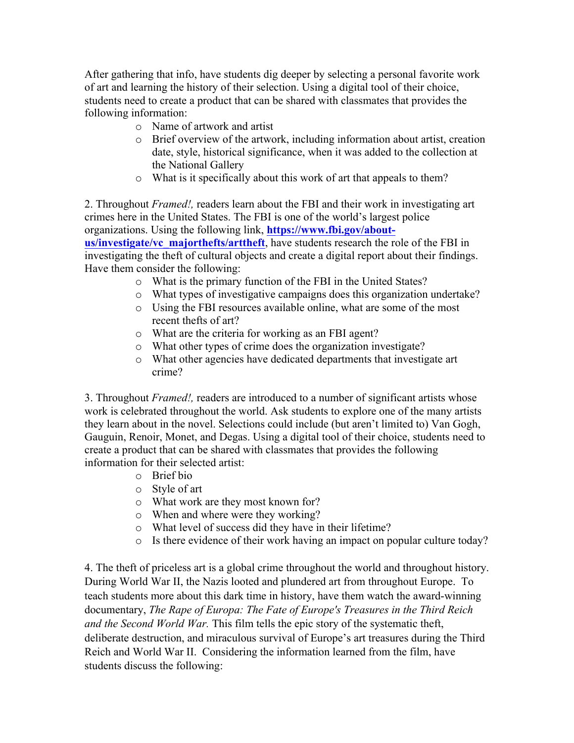After gathering that info, have students dig deeper by selecting a personal favorite work of art and learning the history of their selection. Using a digital tool of their choice, students need to create a product that can be shared with classmates that provides the following information:

- Name of artwork and artist
- Brief overview of the artwork, including information about artist, creation date, style, historical significance, when it was added to the collection at the National Gallery
- What is it specifically about this work of art that appeals to them?

2. Throughout *Framed!,* readers learn about the FBI and their work in investigating art crimes here in the United States. The FBI is one of the world's largest police organizations. Using the following link, **[https://www.fbi.gov/about-us/investigate/vc_majorthefts/arttheft](https://www.fbi.gov/about-us/investigate/vc_majorthefts/arttheft)**, have students research the role of the FBI in investigating the theft of cultural objects and create a digital report about their findings. Have them consider the following:

- What is the primary function of the FBI in the United States?
- What types of investigative campaigns does this organization undertake?
- Using the FBI resources available online, what are some of the most recent thefts of art?
- What are the criteria for working as an FBI agent?
- What other types of crime does the organization investigate?
- What other agencies have dedicated departments that investigate art crime?

3. Throughout *Framed!,* readers are introduced to a number of significant artists whose work is celebrated throughout the world. Ask students to explore one of the many artists they learn about in the novel. Selections could include (but aren't limited to) Van Gogh, Gauguin, Renoir, Monet, and Degas. Using a digital tool of their choice, students need to create a product that can be shared with classmates that provides the following information for their selected artist:

- Brief bio
- Style of art
- What work are they most known for?
- When and where were they working?
- What level of success did they have in their lifetime?
- Is there evidence of their work having an impact on popular culture today?

4. The theft of priceless art is a global crime throughout the world and throughout history. During World War II, the Nazis looted and plundered art from throughout Europe. To teach students more about this dark time in history, have them watch the award-winning documentary, *The Rape of Europa: The Fate of Europe's Treasures in the Third Reich and the Second World War.* This film tells the epic story of the systematic theft, deliberate destruction, and miraculous survival of Europe's art treasures during the Third Reich and World War II. Considering the information learned from the film, have students discuss the following: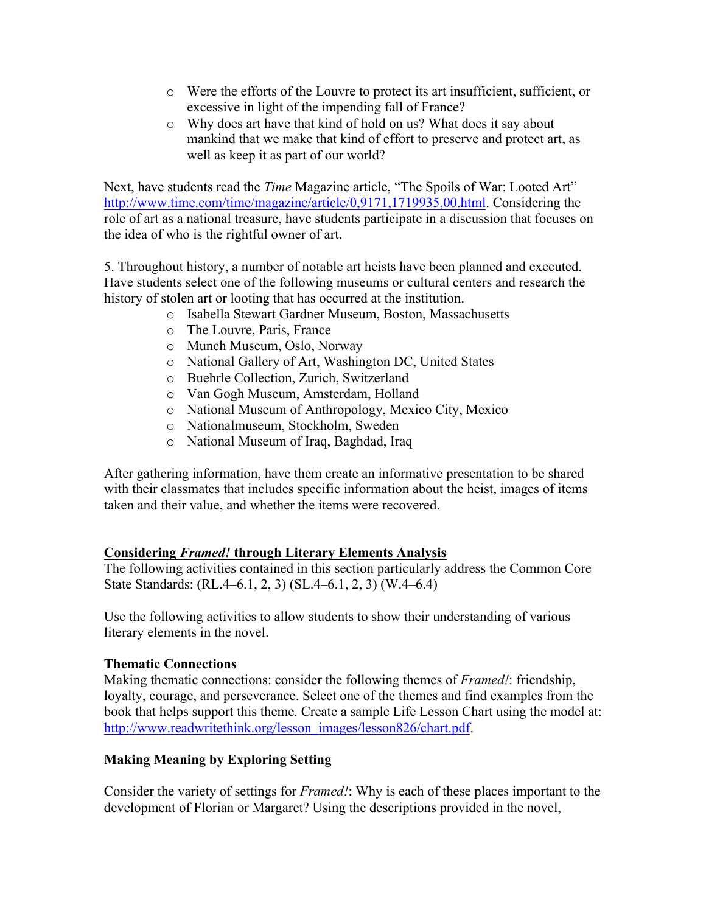- Were the efforts of the Louvre to protect its art insufficient, sufficient, or excessive in light of the impending fall of France?
- Why does art have that kind of hold on us? What does it say about mankind that we make that kind of effort to preserve and protect art, as well as keep it as part of our world?

Next, have students read the *Time* Magazine article, "The Spoils of War: Looted Art" http://www.time.com/time/magazine/article/0,9171,1719935,00.html. Considering the role of art as a national treasure, have students participate in a discussion that focuses on the idea of who is the rightful owner of art.

5. Throughout history, a number of notable art heists have been planned and executed. Have students select one of the following museums or cultural centers and research the history of stolen art or looting that has occurred at the institution.

- Isabella Stewart Gardner Museum, Boston, Massachusetts
- The Louvre, Paris, France
- Munch Museum, Oslo, Norway
- National Gallery of Art, Washington DC, United States
- Buehrle Collection, Zurich, Switzerland
- Van Gogh Museum, Amsterdam, Holland
- National Museum of Anthropology, Mexico City, Mexico
- Nationalmuseum, Stockholm, Sweden
- National Museum of Iraq, Baghdad, Iraq

After gathering information, have them create an informative presentation to be shared with their classmates that includes specific information about the heist, images of items taken and their value, and whether the items were recovered.

## Considering *Framed!* through Literary Elements Analysis

The following activities contained in this section particularly address the Common Core State Standards: (RL.4–6.1, 2, 3) (SL.4–6.1, 2, 3) (W.4–6.4)

Use the following activities to allow students to show their understanding of various literary elements in the novel.

### Thematic Connections

Making thematic connections: consider the following themes of *Framed!*: friendship, loyalty, courage, and perseverance. Select one of the themes and find examples from the book that helps support this theme. Create a sample Life Lesson Chart using the model at: http://www.readwritethink.org/lesson_images/lesson826/chart.pdf.

### Making Meaning by Exploring Setting

Consider the variety of settings for *Framed!*: Why is each of these places important to the development of Florian or Margaret? Using the descriptions provided in the novel,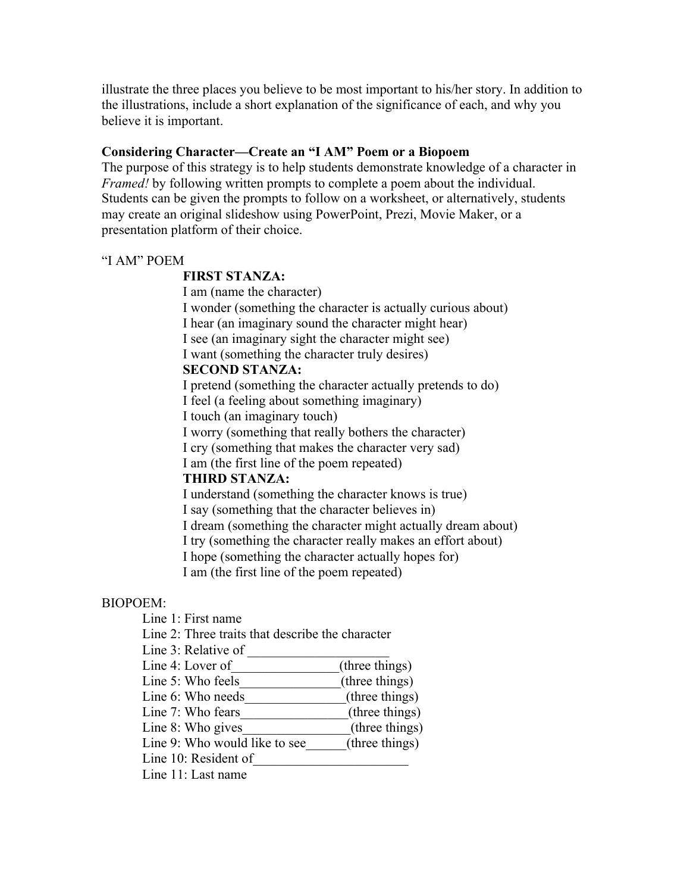illustrate the three places you believe to be most important to his/her story. In addition to the illustrations, include a short explanation of the significance of each, and why you believe it is important.

**Considering Character—Create an "I AM" Poem or a Biopoem**

The purpose of this strategy is to help students demonstrate knowledge of a character in *Framed!* by following written prompts to complete a poem about the individual. Students can be given the prompts to follow on a worksheet, or alternatively, students may create an original slideshow using PowerPoint, Prezi, Movie Maker, or a presentation platform of their choice.

"I AM" POEM

**FIRST STANZA:**

I am (name the character)
I wonder (something the character is actually curious about)
I hear (an imaginary sound the character might hear)
I see (an imaginary sight the character might see)
I want (something the character truly desires)

**SECOND STANZA:**

I pretend (something the character actually pretends to do)
I feel (a feeling about something imaginary)
I touch (an imaginary touch)
I worry (something that really bothers the character)
I cry (something that makes the character very sad)
I am (the first line of the poem repeated)

**THIRD STANZA:**

I understand (something the character knows is true)
I say (something that the character believes in)
I dream (something the character might actually dream about)
I try (something the character really makes an effort about)
I hope (something the character actually hopes for)
I am (the first line of the poem repeated)

BIOPOEM:

Line 1: First name
Line 2: Three traits that describe the character
Line 3: Relative of ____________________
Line 4: Lover of_______________(three things)
Line 5: Who feels_______________(three things)
Line 6: Who needs_______________(three things)
Line 7: Who fears________________(three things)
Line 8: Who gives________________(three things)
Line 9: Who would like to see______(three things)
Line 10: Resident of_______________________
Line 11: Last name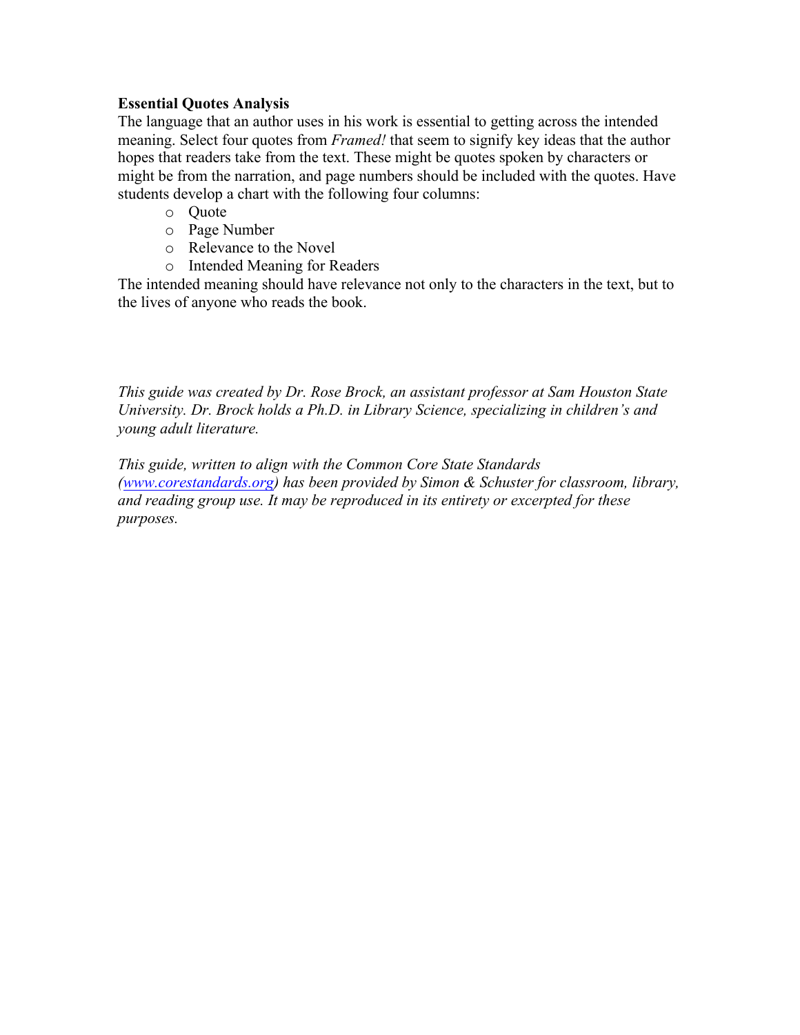**Essential Quotes Analysis**

The language that an author uses in his work is essential to getting across the intended meaning. Select four quotes from *Framed!* that seem to signify key ideas that the author hopes that readers take from the text. These might be quotes spoken by characters or might be from the narration, and page numbers should be included with the quotes. Have students develop a chart with the following four columns:

- Quote
- Page Number
- Relevance to the Novel
- Intended Meaning for Readers

The intended meaning should have relevance not only to the characters in the text, but to the lives of anyone who reads the book.

*This guide was created by Dr. Rose Brock, an assistant professor at Sam Houston State University. Dr. Brock holds a Ph.D. in Library Science, specializing in children's and young adult literature.*

*This guide, written to align with the Common Core State Standards ([www.corestandards.org](http://www.corestandards.org)) has been provided by Simon & Schuster for classroom, library, and reading group use. It may be reproduced in its entirety or excerpted for these purposes.*